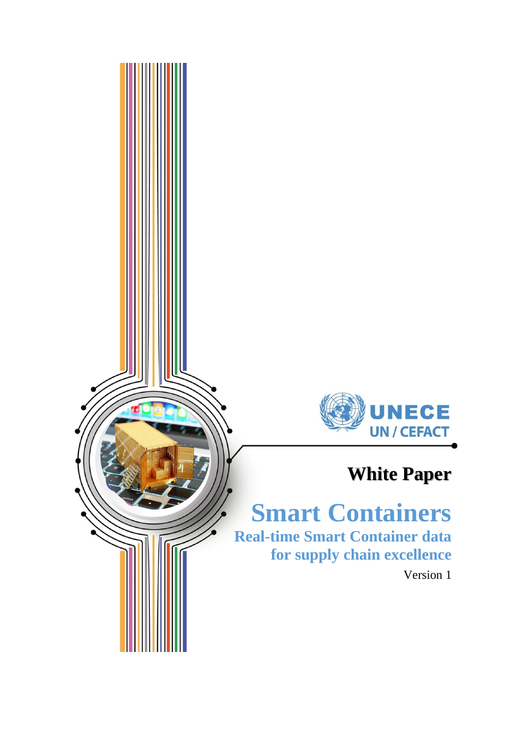UNECE

UN / CEFACT

# White Paper

# Smart Containers

## Real-time Smart Container data for supply chain excellence

Version 1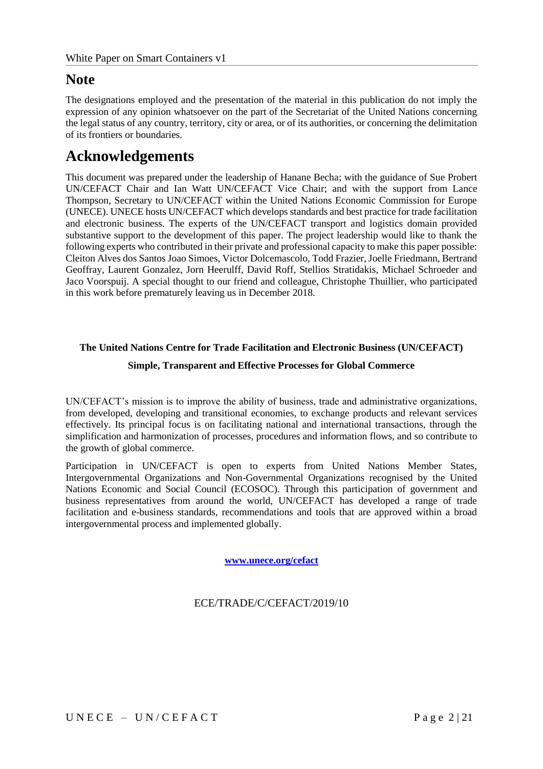# Note

The designations employed and the presentation of the material in this publication do not imply the expression of any opinion whatsoever on the part of the Secretariat of the United Nations concerning the legal status of any country, territory, city or area, or of its authorities, or concerning the delimitation of its frontiers or boundaries.

# Acknowledgements

This document was prepared under the leadership of Hanane Becha; with the guidance of Sue Probert UN/CEFACT Chair and Ian Watt UN/CEFACT Vice Chair; and with the support from Lance Thompson, Secretary to UN/CEFACT within the United Nations Economic Commission for Europe (UNECE). UNECE hosts UN/CEFACT which develops standards and best practice for trade facilitation and electronic business. The experts of the UN/CEFACT transport and logistics domain provided substantive support to the development of this paper. The project leadership would like to thank the following experts who contributed in their private and professional capacity to make this paper possible: Cleiton Alves dos Santos Joao Simoes, Victor Dolcemascolo, Todd Frazier, Joelle Friedmann, Bertrand Geoffray, Laurent Gonzalez, Jorn Heerulff, David Roff, Stellios Stratidakis, Michael Schroeder and Jaco Voorspuij. A special thought to our friend and colleague, Christophe Thuillier, who participated in this work before prematurely leaving us in December 2018.

**The United Nations Centre for Trade Facilitation and Electronic Business (UN/CEFACT)**

**Simple, Transparent and Effective Processes for Global Commerce**

UN/CEFACT's mission is to improve the ability of business, trade and administrative organizations, from developed, developing and transitional economies, to exchange products and relevant services effectively. Its principal focus is on facilitating national and international transactions, through the simplification and harmonization of processes, procedures and information flows, and so contribute to the growth of global commerce.

Participation in UN/CEFACT is open to experts from United Nations Member States, Intergovernmental Organizations and Non-Governmental Organizations recognised by the United Nations Economic and Social Council (ECOSOC). Through this participation of government and business representatives from around the world, UN/CEFACT has developed a range of trade facilitation and e-business standards, recommendations and tools that are approved within a broad intergovernmental process and implemented globally.

**www.unece.org/cefact**

ECE/TRADE/C/CEFACT/2019/10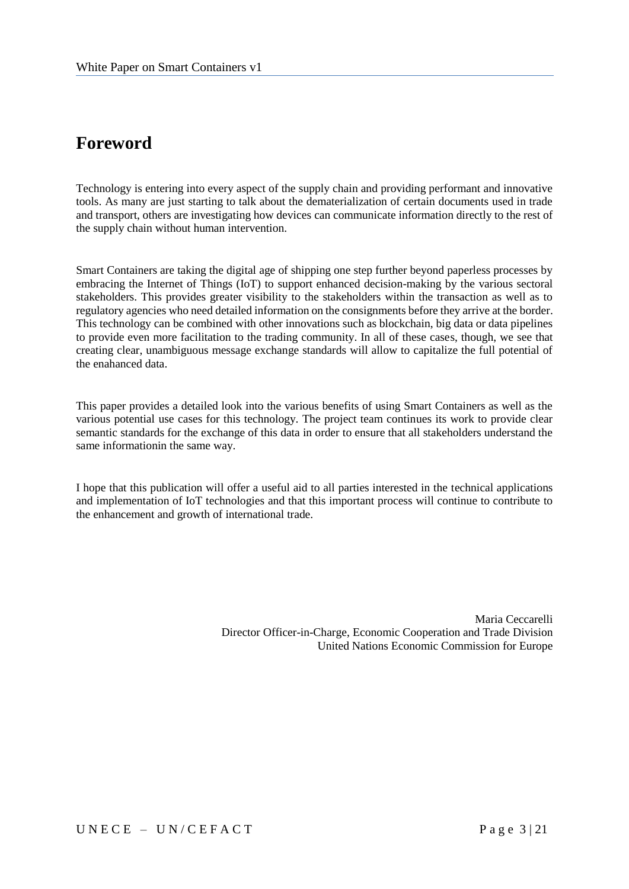# Foreword

Technology is entering into every aspect of the supply chain and providing performant and innovative tools. As many are just starting to talk about the dematerialization of certain documents used in trade and transport, others are investigating how devices can communicate information directly to the rest of the supply chain without human intervention.

Smart Containers are taking the digital age of shipping one step further beyond paperless processes by embracing the Internet of Things (IoT) to support enhanced decision-making by the various sectoral stakeholders. This provides greater visibility to the stakeholders within the transaction as well as to regulatory agencies who need detailed information on the consignments before they arrive at the border. This technology can be combined with other innovations such as blockchain, big data or data pipelines to provide even more facilitation to the trading community. In all of these cases, though, we see that creating clear, unambiguous message exchange standards will allow to capitalize the full potential of the enahanced data.

This paper provides a detailed look into the various benefits of using Smart Containers as well as the various potential use cases for this technology. The project team continues its work to provide clear semantic standards for the exchange of this data in order to ensure that all stakeholders understand the same informationin the same way.

I hope that this publication will offer a useful aid to all parties interested in the technical applications and implementation of IoT technologies and that this important process will continue to contribute to the enhancement and growth of international trade.

Maria Ceccarelli
Director Officer-in-Charge, Economic Cooperation and Trade Division
United Nations Economic Commission for Europe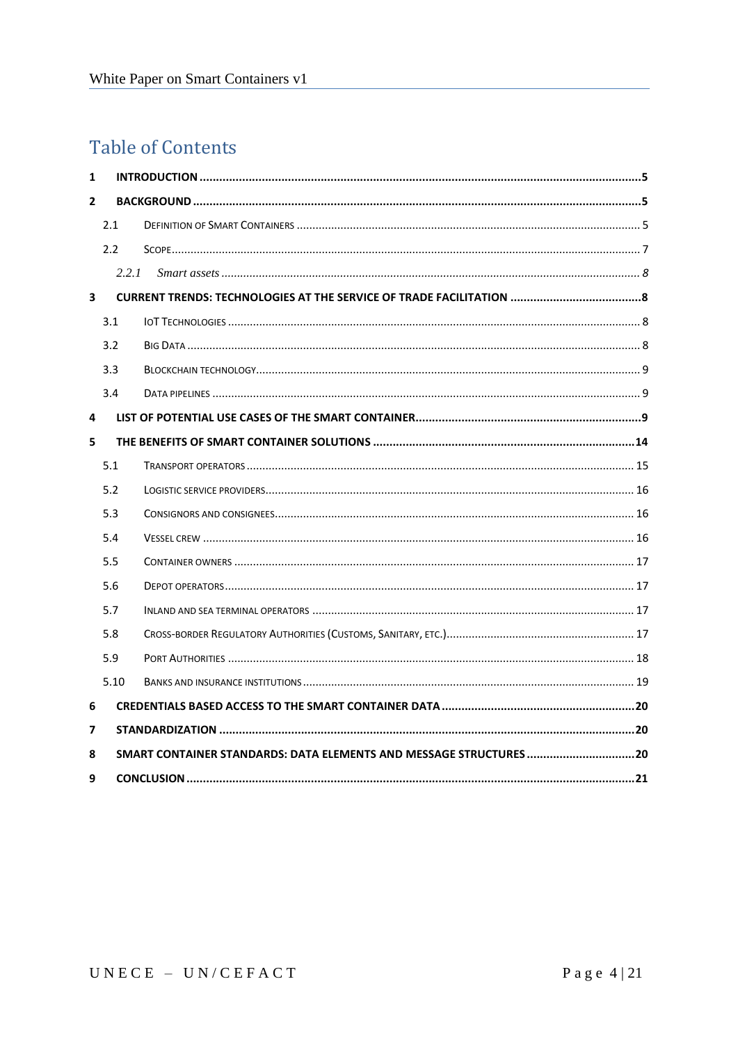# Table of Contents

- **1 INTRODUCTION** ..... 5
- **2 BACKGROUND** ..... 5
  - 2.1 Definition of Smart Containers ..... 5
  - 2.2 Scope ..... 7
    - *2.2.1 Smart assets* ..... *8*
- **3 CURRENT TRENDS: TECHNOLOGIES AT THE SERVICE OF TRADE FACILITATION** ..... 8
  - 3.1 IoT Technologies ..... 8
  - 3.2 Big Data ..... 8
  - 3.3 Blockchain technology ..... 9
  - 3.4 Data pipelines ..... 9
- **4 LIST OF POTENTIAL USE CASES OF THE SMART CONTAINER** ..... 9
- **5 THE BENEFITS OF SMART CONTAINER SOLUTIONS** ..... 14
  - 5.1 Transport operators ..... 15
  - 5.2 Logistic service providers ..... 16
  - 5.3 Consignors and consignees ..... 16
  - 5.4 Vessel crew ..... 16
  - 5.5 Container owners ..... 17
  - 5.6 Depot operators ..... 17
  - 5.7 Inland and sea terminal operators ..... 17
  - 5.8 Cross-border Regulatory Authorities (Customs, Sanitary, etc.) ..... 17
  - 5.9 Port Authorities ..... 18
  - 5.10 Banks and insurance institutions ..... 19
- **6 CREDENTIALS BASED ACCESS TO THE SMART CONTAINER DATA** ..... 20
- **7 STANDARDIZATION** ..... 20
- **8 SMART CONTAINER STANDARDS: DATA ELEMENTS AND MESSAGE STRUCTURES** ..... 20
- **9 CONCLUSION** ..... 21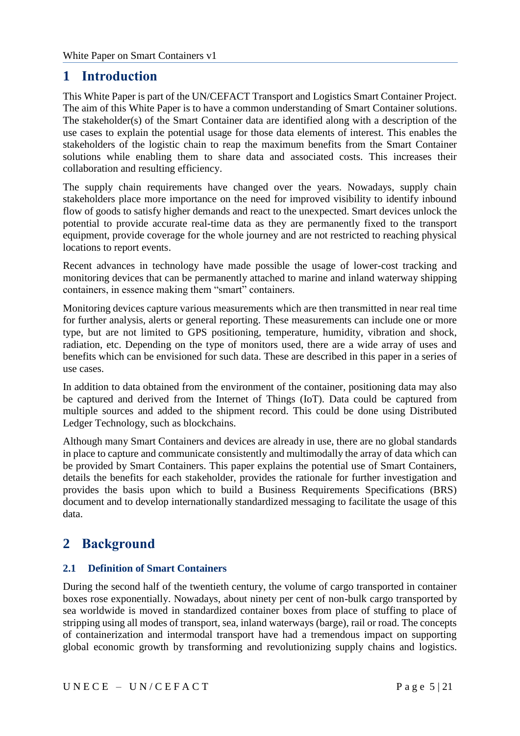# 1 Introduction

This White Paper is part of the UN/CEFACT Transport and Logistics Smart Container Project. The aim of this White Paper is to have a common understanding of Smart Container solutions. The stakeholder(s) of the Smart Container data are identified along with a description of the use cases to explain the potential usage for those data elements of interest. This enables the stakeholders of the logistic chain to reap the maximum benefits from the Smart Container solutions while enabling them to share data and associated costs. This increases their collaboration and resulting efficiency.

The supply chain requirements have changed over the years. Nowadays, supply chain stakeholders place more importance on the need for improved visibility to identify inbound flow of goods to satisfy higher demands and react to the unexpected. Smart devices unlock the potential to provide accurate real-time data as they are permanently fixed to the transport equipment, provide coverage for the whole journey and are not restricted to reaching physical locations to report events.

Recent advances in technology have made possible the usage of lower-cost tracking and monitoring devices that can be permanently attached to marine and inland waterway shipping containers, in essence making them "smart" containers.

Monitoring devices capture various measurements which are then transmitted in near real time for further analysis, alerts or general reporting. These measurements can include one or more type, but are not limited to GPS positioning, temperature, humidity, vibration and shock, radiation, etc. Depending on the type of monitors used, there are a wide array of uses and benefits which can be envisioned for such data. These are described in this paper in a series of use cases.

In addition to data obtained from the environment of the container, positioning data may also be captured and derived from the Internet of Things (IoT). Data could be captured from multiple sources and added to the shipment record. This could be done using Distributed Ledger Technology, such as blockchains.

Although many Smart Containers and devices are already in use, there are no global standards in place to capture and communicate consistently and multimodally the array of data which can be provided by Smart Containers. This paper explains the potential use of Smart Containers, details the benefits for each stakeholder, provides the rationale for further investigation and provides the basis upon which to build a Business Requirements Specifications (BRS) document and to develop internationally standardized messaging to facilitate the usage of this data.

# 2 Background

## 2.1 Definition of Smart Containers

During the second half of the twentieth century, the volume of cargo transported in container boxes rose exponentially. Nowadays, about ninety per cent of non-bulk cargo transported by sea worldwide is moved in standardized container boxes from place of stuffing to place of stripping using all modes of transport, sea, inland waterways (barge), rail or road. The concepts of containerization and intermodal transport have had a tremendous impact on supporting global economic growth by transforming and revolutionizing supply chains and logistics.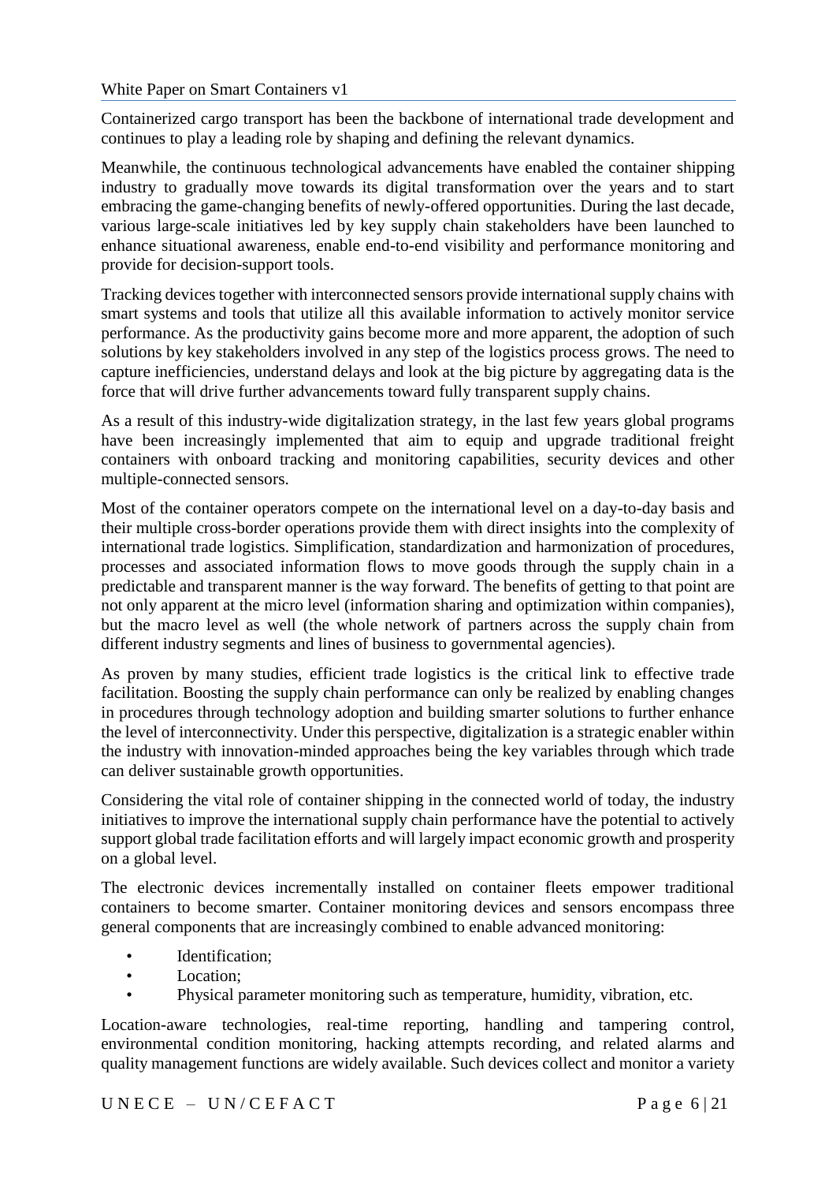Containerized cargo transport has been the backbone of international trade development and continues to play a leading role by shaping and defining the relevant dynamics.

Meanwhile, the continuous technological advancements have enabled the container shipping industry to gradually move towards its digital transformation over the years and to start embracing the game-changing benefits of newly-offered opportunities. During the last decade, various large-scale initiatives led by key supply chain stakeholders have been launched to enhance situational awareness, enable end-to-end visibility and performance monitoring and provide for decision-support tools.

Tracking devices together with interconnected sensors provide international supply chains with smart systems and tools that utilize all this available information to actively monitor service performance. As the productivity gains become more and more apparent, the adoption of such solutions by key stakeholders involved in any step of the logistics process grows. The need to capture inefficiencies, understand delays and look at the big picture by aggregating data is the force that will drive further advancements toward fully transparent supply chains.

As a result of this industry-wide digitalization strategy, in the last few years global programs have been increasingly implemented that aim to equip and upgrade traditional freight containers with onboard tracking and monitoring capabilities, security devices and other multiple-connected sensors.

Most of the container operators compete on the international level on a day-to-day basis and their multiple cross-border operations provide them with direct insights into the complexity of international trade logistics. Simplification, standardization and harmonization of procedures, processes and associated information flows to move goods through the supply chain in a predictable and transparent manner is the way forward. The benefits of getting to that point are not only apparent at the micro level (information sharing and optimization within companies), but the macro level as well (the whole network of partners across the supply chain from different industry segments and lines of business to governmental agencies).

As proven by many studies, efficient trade logistics is the critical link to effective trade facilitation. Boosting the supply chain performance can only be realized by enabling changes in procedures through technology adoption and building smarter solutions to further enhance the level of interconnectivity. Under this perspective, digitalization is a strategic enabler within the industry with innovation-minded approaches being the key variables through which trade can deliver sustainable growth opportunities.

Considering the vital role of container shipping in the connected world of today, the industry initiatives to improve the international supply chain performance have the potential to actively support global trade facilitation efforts and will largely impact economic growth and prosperity on a global level.

The electronic devices incrementally installed on container fleets empower traditional containers to become smarter. Container monitoring devices and sensors encompass three general components that are increasingly combined to enable advanced monitoring:

- Identification;
- Location;
- Physical parameter monitoring such as temperature, humidity, vibration, etc.

Location-aware technologies, real-time reporting, handling and tampering control, environmental condition monitoring, hacking attempts recording, and related alarms and quality management functions are widely available. Such devices collect and monitor a variety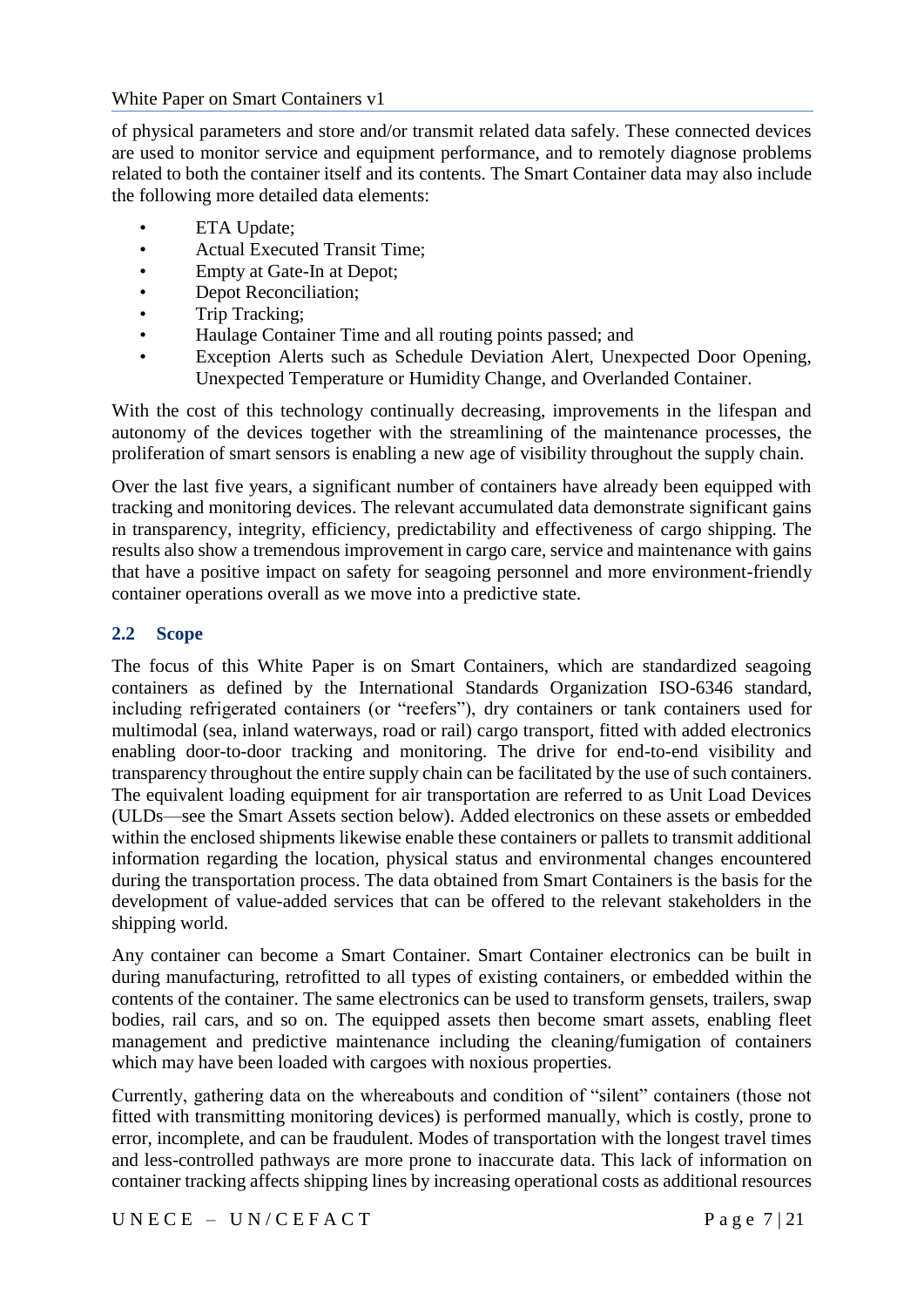of physical parameters and store and/or transmit related data safely. These connected devices are used to monitor service and equipment performance, and to remotely diagnose problems related to both the container itself and its contents. The Smart Container data may also include the following more detailed data elements:

- ETA Update;
- Actual Executed Transit Time;
- Empty at Gate-In at Depot;
- Depot Reconciliation;
- Trip Tracking;
- Haulage Container Time and all routing points passed; and
- Exception Alerts such as Schedule Deviation Alert, Unexpected Door Opening, Unexpected Temperature or Humidity Change, and Overlanded Container.

With the cost of this technology continually decreasing, improvements in the lifespan and autonomy of the devices together with the streamlining of the maintenance processes, the proliferation of smart sensors is enabling a new age of visibility throughout the supply chain.

Over the last five years, a significant number of containers have already been equipped with tracking and monitoring devices. The relevant accumulated data demonstrate significant gains in transparency, integrity, efficiency, predictability and effectiveness of cargo shipping. The results also show a tremendous improvement in cargo care, service and maintenance with gains that have a positive impact on safety for seagoing personnel and more environment-friendly container operations overall as we move into a predictive state.

## 2.2 Scope

The focus of this White Paper is on Smart Containers, which are standardized seagoing containers as defined by the International Standards Organization ISO-6346 standard, including refrigerated containers (or "reefers"), dry containers or tank containers used for multimodal (sea, inland waterways, road or rail) cargo transport, fitted with added electronics enabling door-to-door tracking and monitoring. The drive for end-to-end visibility and transparency throughout the entire supply chain can be facilitated by the use of such containers. The equivalent loading equipment for air transportation are referred to as Unit Load Devices (ULDs—see the Smart Assets section below). Added electronics on these assets or embedded within the enclosed shipments likewise enable these containers or pallets to transmit additional information regarding the location, physical status and environmental changes encountered during the transportation process. The data obtained from Smart Containers is the basis for the development of value-added services that can be offered to the relevant stakeholders in the shipping world.

Any container can become a Smart Container. Smart Container electronics can be built in during manufacturing, retrofitted to all types of existing containers, or embedded within the contents of the container. The same electronics can be used to transform gensets, trailers, swap bodies, rail cars, and so on. The equipped assets then become smart assets, enabling fleet management and predictive maintenance including the cleaning/fumigation of containers which may have been loaded with cargoes with noxious properties.

Currently, gathering data on the whereabouts and condition of "silent" containers (those not fitted with transmitting monitoring devices) is performed manually, which is costly, prone to error, incomplete, and can be fraudulent. Modes of transportation with the longest travel times and less-controlled pathways are more prone to inaccurate data. This lack of information on container tracking affects shipping lines by increasing operational costs as additional resources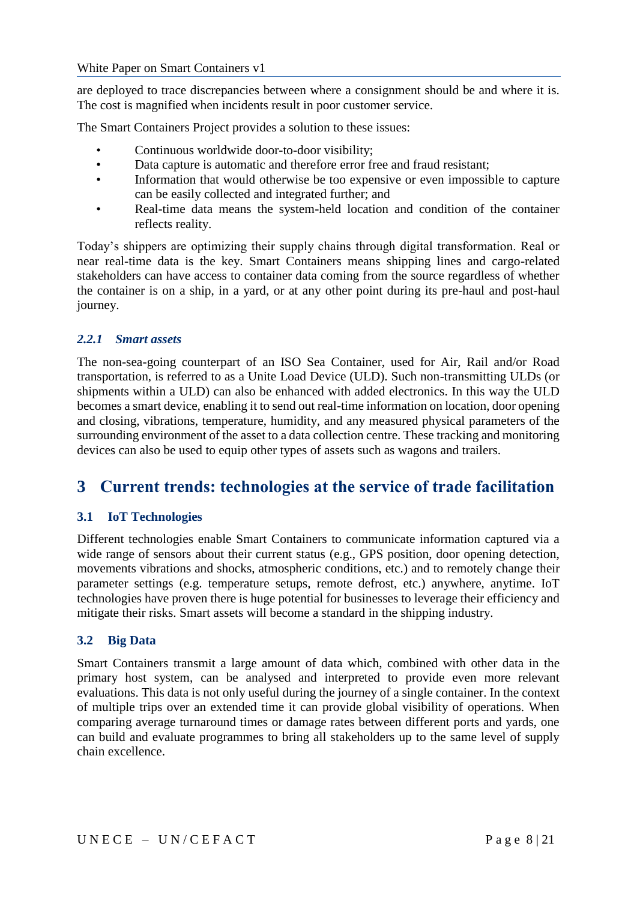are deployed to trace discrepancies between where a consignment should be and where it is. The cost is magnified when incidents result in poor customer service.

The Smart Containers Project provides a solution to these issues:

- Continuous worldwide door-to-door visibility;
- Data capture is automatic and therefore error free and fraud resistant;
- Information that would otherwise be too expensive or even impossible to capture can be easily collected and integrated further; and
- Real-time data means the system-held location and condition of the container reflects reality.

Today's shippers are optimizing their supply chains through digital transformation. Real or near real-time data is the key. Smart Containers means shipping lines and cargo-related stakeholders can have access to container data coming from the source regardless of whether the container is on a ship, in a yard, or at any other point during its pre-haul and post-haul journey.

### *2.2.1 Smart assets*

The non-sea-going counterpart of an ISO Sea Container, used for Air, Rail and/or Road transportation, is referred to as a Unite Load Device (ULD). Such non-transmitting ULDs (or shipments within a ULD) can also be enhanced with added electronics. In this way the ULD becomes a smart device, enabling it to send out real-time information on location, door opening and closing, vibrations, temperature, humidity, and any measured physical parameters of the surrounding environment of the asset to a data collection centre. These tracking and monitoring devices can also be used to equip other types of assets such as wagons and trailers.

# 3 Current trends: technologies at the service of trade facilitation

## 3.1 IoT Technologies

Different technologies enable Smart Containers to communicate information captured via a wide range of sensors about their current status (e.g., GPS position, door opening detection, movements vibrations and shocks, atmospheric conditions, etc.) and to remotely change their parameter settings (e.g. temperature setups, remote defrost, etc.) anywhere, anytime. IoT technologies have proven there is huge potential for businesses to leverage their efficiency and mitigate their risks. Smart assets will become a standard in the shipping industry.

## 3.2 Big Data

Smart Containers transmit a large amount of data which, combined with other data in the primary host system, can be analysed and interpreted to provide even more relevant evaluations. This data is not only useful during the journey of a single container. In the context of multiple trips over an extended time it can provide global visibility of operations. When comparing average turnaround times or damage rates between different ports and yards, one can build and evaluate programmes to bring all stakeholders up to the same level of supply chain excellence.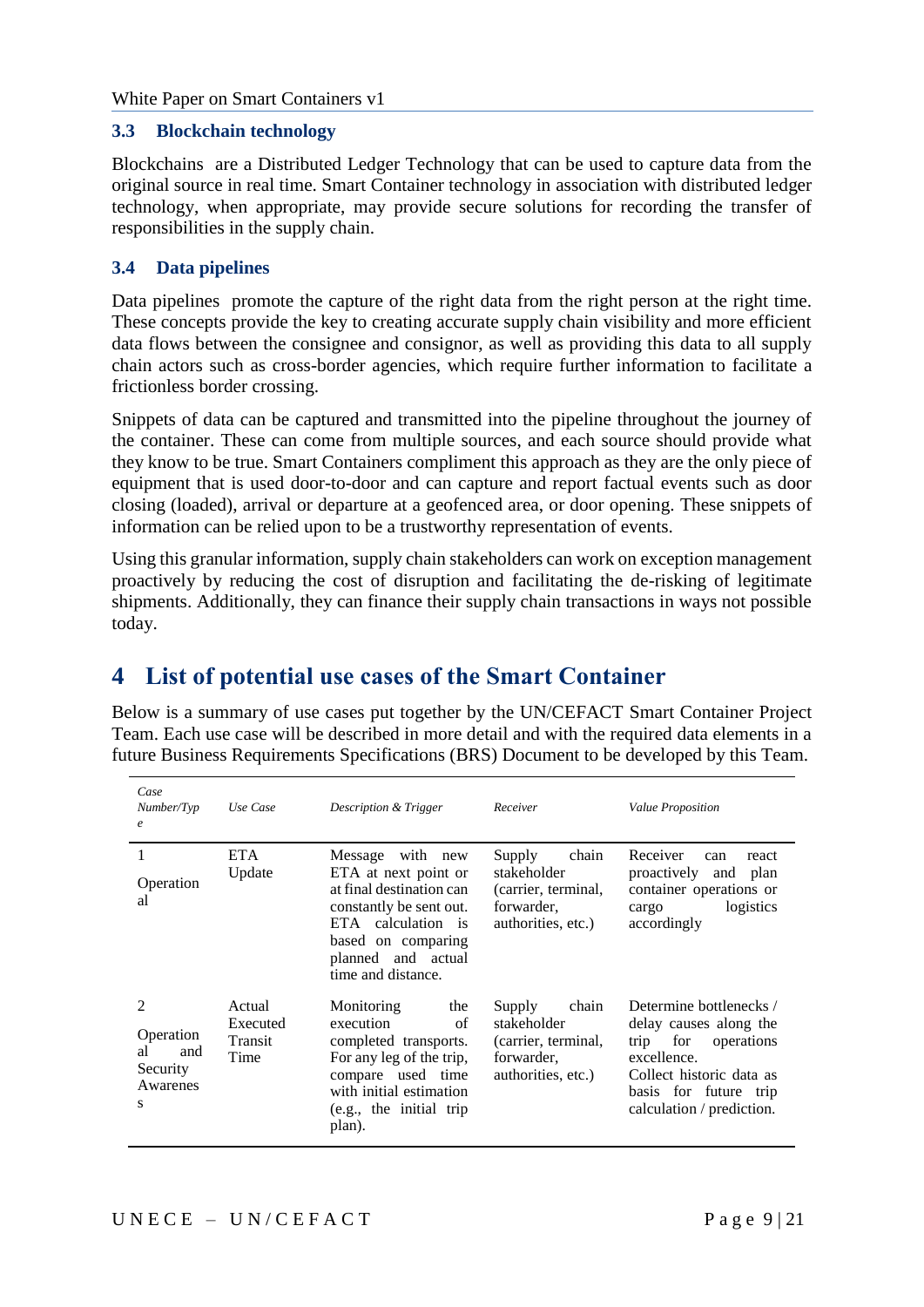### 3.3 Blockchain technology

Blockchains are a Distributed Ledger Technology that can be used to capture data from the original source in real time. Smart Container technology in association with distributed ledger technology, when appropriate, may provide secure solutions for recording the transfer of responsibilities in the supply chain.

### 3.4 Data pipelines

Data pipelines promote the capture of the right data from the right person at the right time. These concepts provide the key to creating accurate supply chain visibility and more efficient data flows between the consignee and consignor, as well as providing this data to all supply chain actors such as cross-border agencies, which require further information to facilitate a frictionless border crossing.

Snippets of data can be captured and transmitted into the pipeline throughout the journey of the container. These can come from multiple sources, and each source should provide what they know to be true. Smart Containers compliment this approach as they are the only piece of equipment that is used door-to-door and can capture and report factual events such as door closing (loaded), arrival or departure at a geofenced area, or door opening. These snippets of information can be relied upon to be a trustworthy representation of events.

Using this granular information, supply chain stakeholders can work on exception management proactively by reducing the cost of disruption and facilitating the de-risking of legitimate shipments. Additionally, they can finance their supply chain transactions in ways not possible today.

## 4 List of potential use cases of the Smart Container

Below is a summary of use cases put together by the UN/CEFACT Smart Container Project Team. Each use case will be described in more detail and with the required data elements in a future Business Requirements Specifications (BRS) Document to be developed by this Team.

| *Case Number/Type* | *Use Case* | *Description & Trigger* | *Receiver* | *Value Proposition* |
|---|---|---|---|---|
| 1<br>Operational | ETA Update | Message with new ETA at next point or at final destination can constantly be sent out. ETA calculation is based on comparing planned and actual time and distance. | Supply chain stakeholder (carrier, terminal, forwarder, authorities, etc.) | Receiver can react proactively and plan container operations or cargo logistics accordingly |
| 2<br>Operational and Security Awareness | Actual Executed Transit Time | Monitoring the execution of completed transports. For any leg of the trip, compare used time with initial estimation (e.g., the initial trip plan). | Supply chain stakeholder (carrier, terminal, forwarder, authorities, etc.) | Determine bottlenecks / delay causes along the trip for operations excellence.<br>Collect historic data as basis for future trip calculation / prediction. |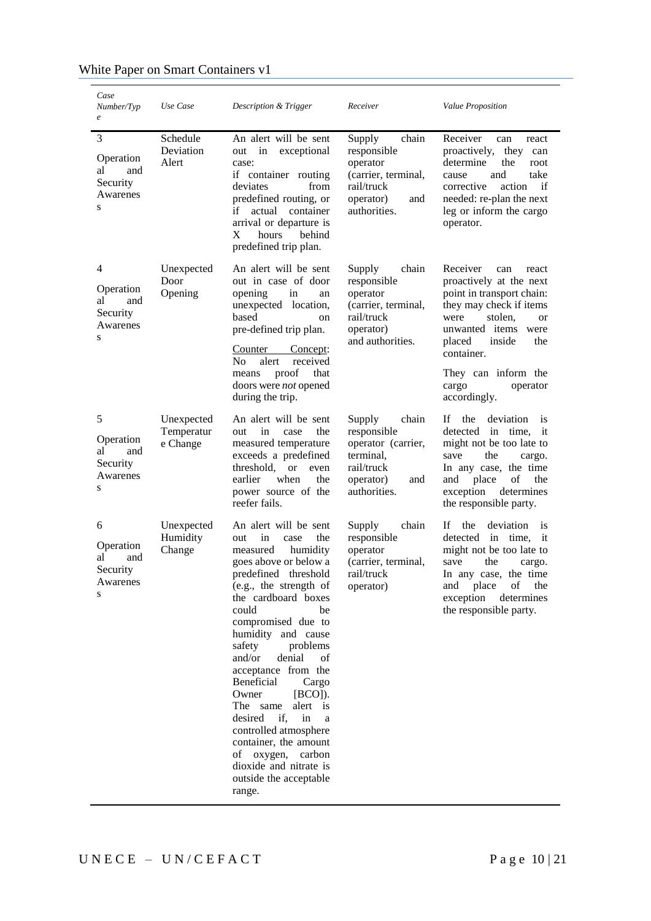| Case Number/Type | Use Case | Description & Trigger | Receiver | Value Proposition |
|---|---|---|---|---|
| 3<br><br>Operational and Security Awareness | Schedule Deviation Alert | An alert will be sent out in exceptional case:<br>if container routing deviates from predefined routing, or if actual container arrival or departure is X hours behind predefined trip plan. | Supply chain responsible operator (carrier, terminal, rail/truck operator) and authorities. | Receiver can react proactively, they can determine the root cause and take corrective action if needed: re-plan the next leg or inform the cargo operator. |
| 4<br><br>Operational and Security Awareness | Unexpected Door Opening | An alert will be sent out in case of door opening in an unexpected location, based on pre-defined trip plan.<br><br><u>Counter Concept</u>: No alert received means proof that doors were *not* opened during the trip. | Supply chain responsible operator (carrier, terminal, rail/truck operator) and authorities. | Receiver can react proactively at the next point in transport chain: they may check if items were stolen, or unwanted items were placed inside the container.<br><br>They can inform the cargo operator accordingly. |
| 5<br><br>Operational and Security Awareness | Unexpected Temperature Change | An alert will be sent out in case the measured temperature exceeds a predefined threshold, or even earlier when the power source of the reefer fails. | Supply chain responsible operator (carrier, terminal, rail/truck operator) and authorities. | If the deviation is detected in time, it might not be too late to save the cargo. In any case, the time and place of the exception determines the responsible party. |
| 6<br><br>Operational and Security Awareness | Unexpected Humidity Change | An alert will be sent out in case the measured humidity goes above or below a predefined threshold (e.g., the strength of the cardboard boxes could be compromised due to humidity and cause safety problems and/or denial of acceptance from the Beneficial Cargo Owner [BCO]). The same alert is desired if, in a controlled atmosphere container, the amount of oxygen, carbon dioxide and nitrate is outside the acceptable range. | Supply chain responsible operator (carrier, terminal, rail/truck operator) | If the deviation is detected in time, it might not be too late to save the cargo. In any case, the time and place of the exception determines the responsible party. |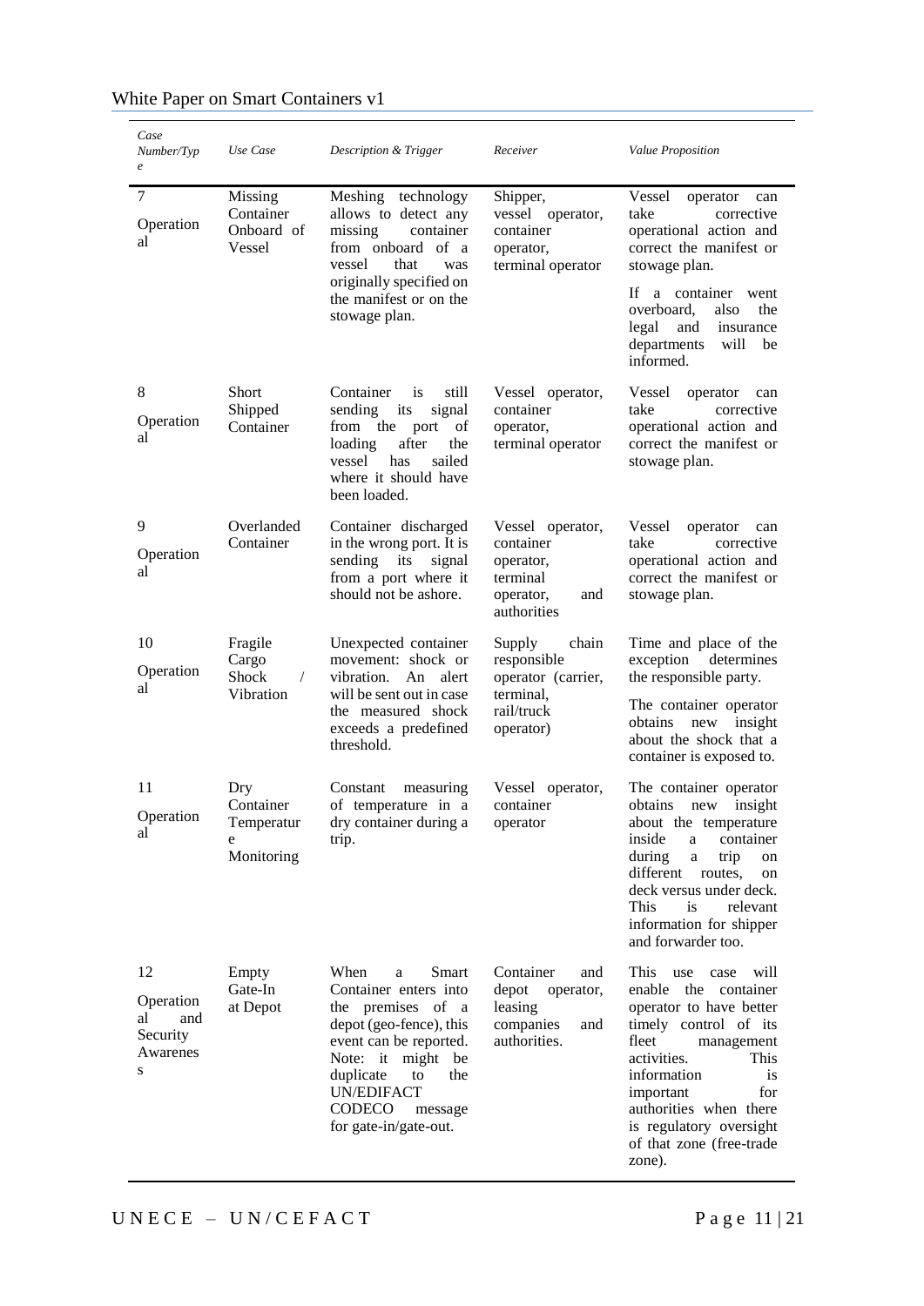| *Case Number/Type* | *Use Case* | *Description & Trigger* | *Receiver* | *Value Proposition* |
|---|---|---|---|---|
| 7<br><br>Operational | Missing Container Onboard of Vessel | Meshing technology allows to detect any missing container from onboard of a vessel that was originally specified on the manifest or on the stowage plan. | Shipper, vessel operator, container operator, terminal operator | Vessel operator can take corrective operational action and correct the manifest or stowage plan.<br><br>If a container went overboard, also the legal and insurance departments will be informed. |
| 8<br><br>Operational | Short Shipped Container | Container is still sending its signal from the port of loading after the vessel has sailed where it should have been loaded. | Vessel operator, container operator, terminal operator | Vessel operator can take corrective operational action and correct the manifest or stowage plan. |
| 9<br><br>Operational | Overlanded Container | Container discharged in the wrong port. It is sending its signal from a port where it should not be ashore. | Vessel operator, container operator, terminal operator, and authorities | Vessel operator can take corrective operational action and correct the manifest or stowage plan. |
| 10<br><br>Operational | Fragile Cargo Shock / Vibration | Unexpected container movement: shock or vibration. An alert will be sent out in case the measured shock exceeds a predefined threshold. | Supply chain responsible operator (carrier, terminal, rail/truck operator) | Time and place of the exception determines the responsible party.<br><br>The container operator obtains new insight about the shock that a container is exposed to. |
| 11<br><br>Operational | Dry Container Temperature Monitoring | Constant measuring of temperature in a dry container during a trip. | Vessel operator, container operator | The container operator obtains new insight about the temperature inside a container during a trip on different routes, on deck versus under deck. This is relevant information for shipper and forwarder too. |
| 12<br><br>Operational and Security Awareness | Empty Gate-In at Depot | When a Smart Container enters into the premises of a depot (geo-fence), this event can be reported. Note: it might be duplicate to the UN/EDIFACT CODECO message for gate-in/gate-out. | Container and depot operator, leasing companies and authorities. | This use case will enable the container operator to have better timely control of its fleet management activities. This information is important for authorities when there is regulatory oversight of that zone (free-trade zone). |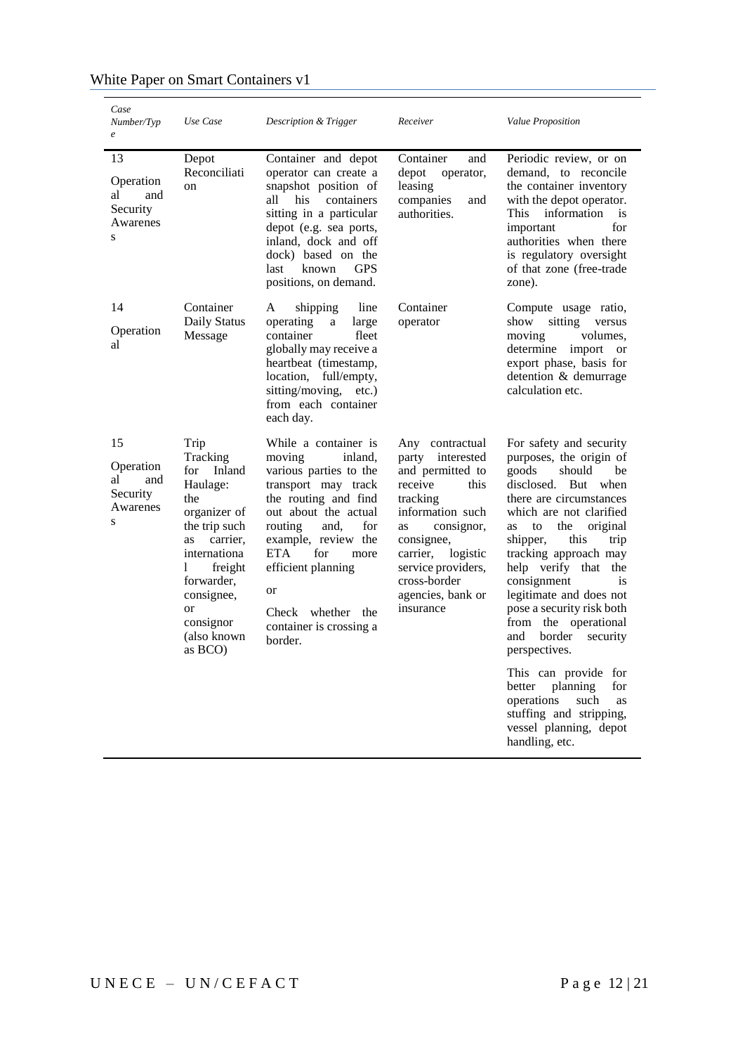| *Case Number/Type* | *Use Case* | *Description & Trigger* | *Receiver* | *Value Proposition* |
|---|---|---|---|---|
| 13<br><br>Operational and Security Awareness | Depot Reconciliation | Container and depot operator can create a snapshot position of all his containers sitting in a particular depot (e.g. sea ports, inland, dock and off dock) based on the last known GPS positions, on demand. | Container and depot operator, leasing companies and authorities. | Periodic review, or on demand, to reconcile the container inventory with the depot operator. This information is important for authorities when there is regulatory oversight of that zone (free-trade zone). |
| 14<br><br>Operational | Container Daily Status Message | A shipping line operating a large container fleet globally may receive a heartbeat (timestamp, location, full/empty, sitting/moving, etc.) from each container each day. | Container operator | Compute usage ratio, show sitting versus moving volumes, determine import or export phase, basis for detention & demurrage calculation etc. |
| 15<br><br>Operational and Security Awareness | Trip Tracking for Inland Haulage: the organizer of the trip such as carrier, international freight forwarder, consignee, or consignor (also known as BCO) | While a container is moving inland, various parties to the transport may track the routing and find out about the actual routing and, for example, review the ETA for more efficient planning<br><br>or<br><br>Check whether the container is crossing a border. | Any contractual party interested and permitted to receive this tracking information such as consignor, consignee, carrier, logistic service providers, cross-border agencies, bank or insurance | For safety and security purposes, the origin of goods should be disclosed. But when there are circumstances which are not clarified as to the original shipper, this trip tracking approach may help verify that the consignment is legitimate and does not pose a security risk both from the operational and border security perspectives.<br><br>This can provide for better planning for operations such as stuffing and stripping, vessel planning, depot handling, etc. |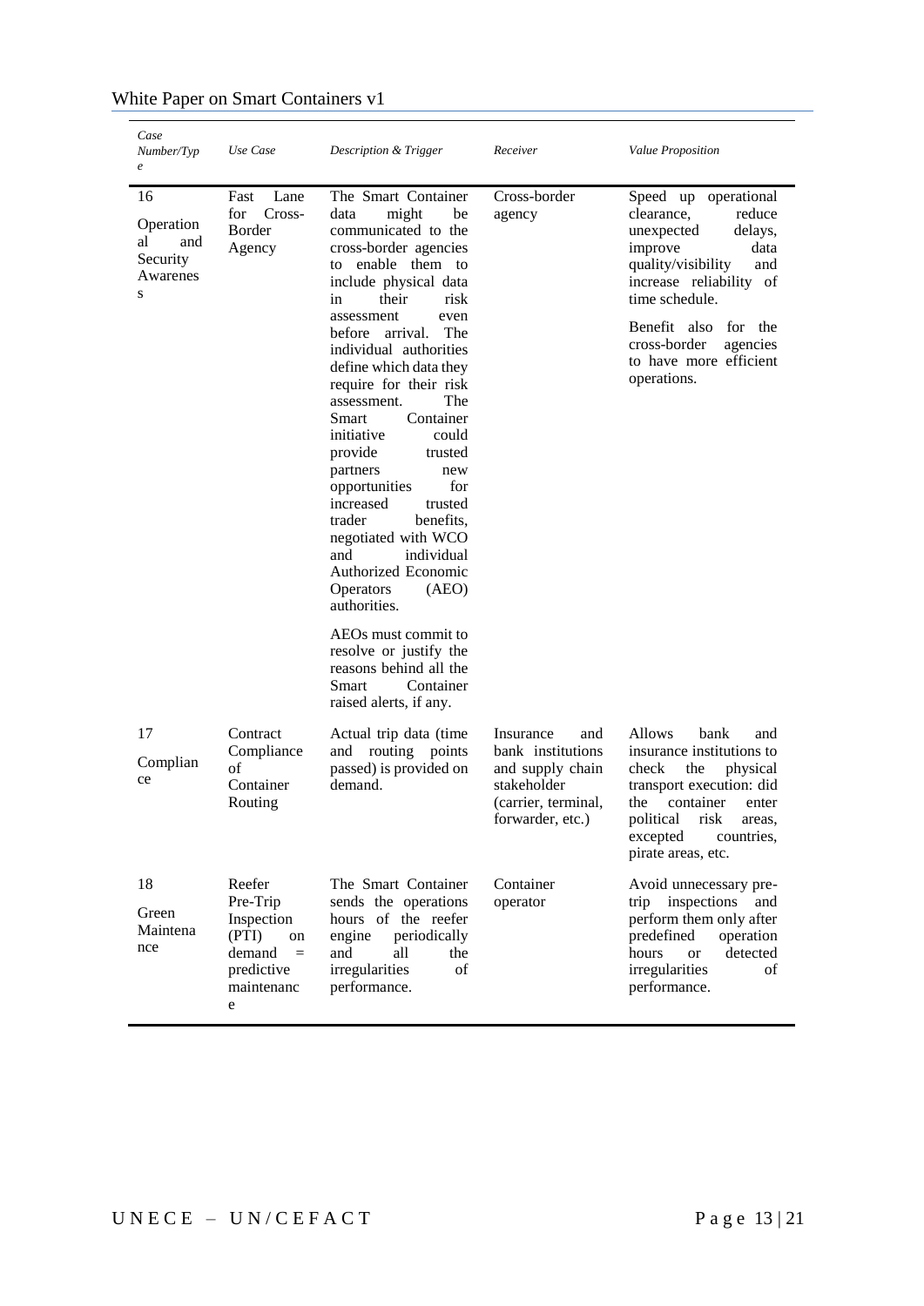| Case Number/Type | Use Case | Description & Trigger | Receiver | Value Proposition |
|---|---|---|---|---|
| 16 Operational and Security Awareness | Fast Lane for Cross-Border Agency | The Smart Container data might be communicated to the cross-border agencies to enable them to include physical data in their risk assessment even before arrival. The individual authorities define which data they require for their risk assessment. The Smart Container initiative could provide trusted partners new opportunities for increased trusted trader benefits, negotiated with WCO and individual Authorized Economic Operators (AEO) authorities. AEOs must commit to resolve or justify the reasons behind all the Smart Container raised alerts, if any. | Cross-border agency | Speed up operational clearance, reduce unexpected delays, improve data quality/visibility and increase reliability of time schedule. Benefit also for the cross-border agencies to have more efficient operations. |
| 17 Compliance | Contract Compliance of Container Routing | Actual trip data (time and routing points passed) is provided on demand. | Insurance and bank institutions and supply chain stakeholder (carrier, terminal, forwarder, etc.) | Allows bank and insurance institutions to check the physical transport execution: did the container enter political risk areas, excepted countries, pirate areas, etc. |
| 18 Green Maintenance | Reefer Pre-Trip Inspection (PTI) on demand = predictive maintenance | The Smart Container sends the operations hours of the reefer engine periodically and all the irregularities of performance. | Container operator | Avoid unnecessary pre-trip inspections and perform them only after predefined operation hours or detected irregularities of performance. |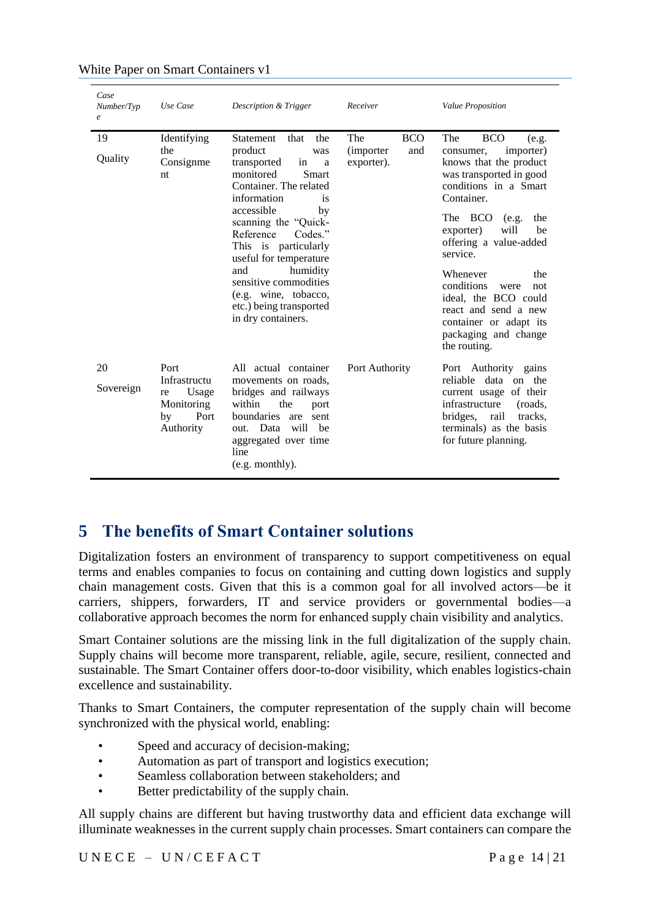| *Case Number/Type* | *Use Case* | *Description & Trigger* | *Receiver* | *Value Proposition* |
|---|---|---|---|---|
| 19<br>Quality | Identifying the Consignment | Statement that the product was transported in a monitored Smart Container. The related information is accessible by scanning the "Quick-Reference Codes." This is particularly useful for temperature and humidity sensitive commodities (e.g. wine, tobacco, etc.) being transported in dry containers. | The BCO (importer and exporter). | The BCO (e.g. consumer, importer) knows that the product was transported in good conditions in a Smart Container.<br>The BCO (e.g. the exporter) will be offering a value-added service.<br>Whenever the conditions were not ideal, the BCO could react and send a new container or adapt its packaging and change the routing. |
| 20<br>Sovereign | Port Infrastructure Usage Monitoring by Port Authority | All actual container movements on roads, bridges and railways within the port boundaries are sent out. Data will be aggregated over time line (e.g. monthly). | Port Authority | Port Authority gains reliable data on the current usage of their infrastructure (roads, bridges, rail tracks, terminals) as the basis for future planning. |

# 5 The benefits of Smart Container solutions

Digitalization fosters an environment of transparency to support competitiveness on equal terms and enables companies to focus on containing and cutting down logistics and supply chain management costs. Given that this is a common goal for all involved actors—be it carriers, shippers, forwarders, IT and service providers or governmental bodies—a collaborative approach becomes the norm for enhanced supply chain visibility and analytics.

Smart Container solutions are the missing link in the full digitalization of the supply chain. Supply chains will become more transparent, reliable, agile, secure, resilient, connected and sustainable. The Smart Container offers door-to-door visibility, which enables logistics-chain excellence and sustainability.

Thanks to Smart Containers, the computer representation of the supply chain will become synchronized with the physical world, enabling:

- Speed and accuracy of decision-making;
- Automation as part of transport and logistics execution;
- Seamless collaboration between stakeholders; and
- Better predictability of the supply chain.

All supply chains are different but having trustworthy data and efficient data exchange will illuminate weaknesses in the current supply chain processes. Smart containers can compare the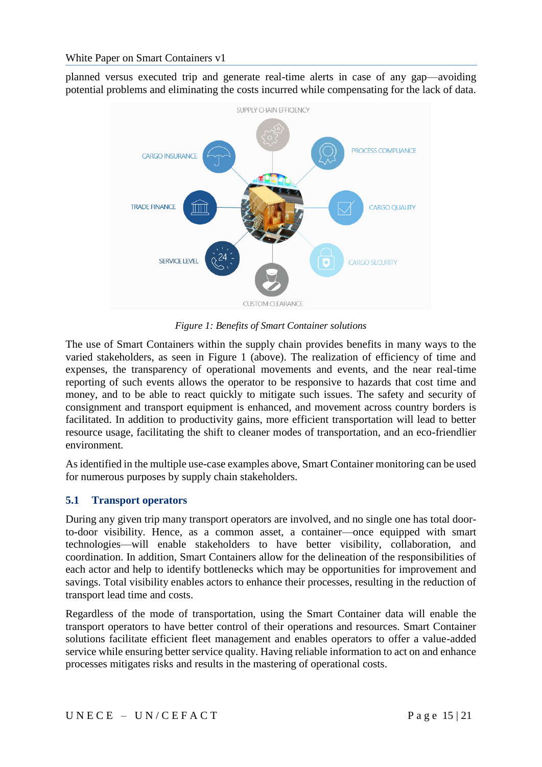planned versus executed trip and generate real-time alerts in case of any gap—avoiding potential problems and eliminating the costs incurred while compensating for the lack of data.

SUPPLY CHAIN EFFICIENCY

CARGO INSURANCE

PROCESS COMPLIANCE

TRADE FINANCE

CARGO QUALITY

SERVICE LEVEL

CARGO SECURITY

CUSTOM CLEARANCE

*Figure 1: Benefits of Smart Container solutions*

The use of Smart Containers within the supply chain provides benefits in many ways to the varied stakeholders, as seen in Figure 1 (above). The realization of efficiency of time and expenses, the transparency of operational movements and events, and the near real-time reporting of such events allows the operator to be responsive to hazards that cost time and money, and to be able to react quickly to mitigate such issues. The safety and security of consignment and transport equipment is enhanced, and movement across country borders is facilitated. In addition to productivity gains, more efficient transportation will lead to better resource usage, facilitating the shift to cleaner modes of transportation, and an eco-friendlier environment.

As identified in the multiple use-case examples above, Smart Container monitoring can be used for numerous purposes by supply chain stakeholders.

## 5.1 Transport operators

During any given trip many transport operators are involved, and no single one has total door-to-door visibility. Hence, as a common asset, a container—once equipped with smart technologies—will enable stakeholders to have better visibility, collaboration, and coordination. In addition, Smart Containers allow for the delineation of the responsibilities of each actor and help to identify bottlenecks which may be opportunities for improvement and savings. Total visibility enables actors to enhance their processes, resulting in the reduction of transport lead time and costs.

Regardless of the mode of transportation, using the Smart Container data will enable the transport operators to have better control of their operations and resources. Smart Container solutions facilitate efficient fleet management and enables operators to offer a value-added service while ensuring better service quality. Having reliable information to act on and enhance processes mitigates risks and results in the mastering of operational costs.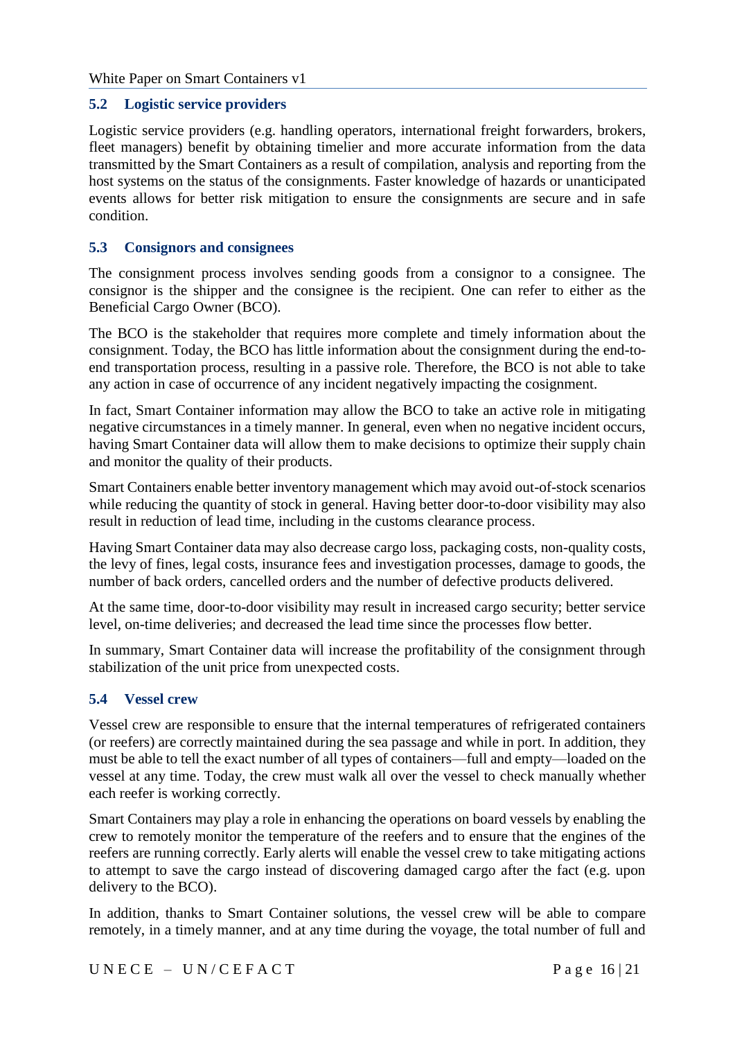## 5.2 Logistic service providers

Logistic service providers (e.g. handling operators, international freight forwarders, brokers, fleet managers) benefit by obtaining timelier and more accurate information from the data transmitted by the Smart Containers as a result of compilation, analysis and reporting from the host systems on the status of the consignments. Faster knowledge of hazards or unanticipated events allows for better risk mitigation to ensure the consignments are secure and in safe condition.

## 5.3 Consignors and consignees

The consignment process involves sending goods from a consignor to a consignee. The consignor is the shipper and the consignee is the recipient. One can refer to either as the Beneficial Cargo Owner (BCO).

The BCO is the stakeholder that requires more complete and timely information about the consignment. Today, the BCO has little information about the consignment during the end-to-end transportation process, resulting in a passive role. Therefore, the BCO is not able to take any action in case of occurrence of any incident negatively impacting the cosignment.

In fact, Smart Container information may allow the BCO to take an active role in mitigating negative circumstances in a timely manner. In general, even when no negative incident occurs, having Smart Container data will allow them to make decisions to optimize their supply chain and monitor the quality of their products.

Smart Containers enable better inventory management which may avoid out-of-stock scenarios while reducing the quantity of stock in general. Having better door-to-door visibility may also result in reduction of lead time, including in the customs clearance process.

Having Smart Container data may also decrease cargo loss, packaging costs, non-quality costs, the levy of fines, legal costs, insurance fees and investigation processes, damage to goods, the number of back orders, cancelled orders and the number of defective products delivered.

At the same time, door-to-door visibility may result in increased cargo security; better service level, on-time deliveries; and decreased the lead time since the processes flow better.

In summary, Smart Container data will increase the profitability of the consignment through stabilization of the unit price from unexpected costs.

## 5.4 Vessel crew

Vessel crew are responsible to ensure that the internal temperatures of refrigerated containers (or reefers) are correctly maintained during the sea passage and while in port. In addition, they must be able to tell the exact number of all types of containers—full and empty—loaded on the vessel at any time. Today, the crew must walk all over the vessel to check manually whether each reefer is working correctly.

Smart Containers may play a role in enhancing the operations on board vessels by enabling the crew to remotely monitor the temperature of the reefers and to ensure that the engines of the reefers are running correctly. Early alerts will enable the vessel crew to take mitigating actions to attempt to save the cargo instead of discovering damaged cargo after the fact (e.g. upon delivery to the BCO).

In addition, thanks to Smart Container solutions, the vessel crew will be able to compare remotely, in a timely manner, and at any time during the voyage, the total number of full and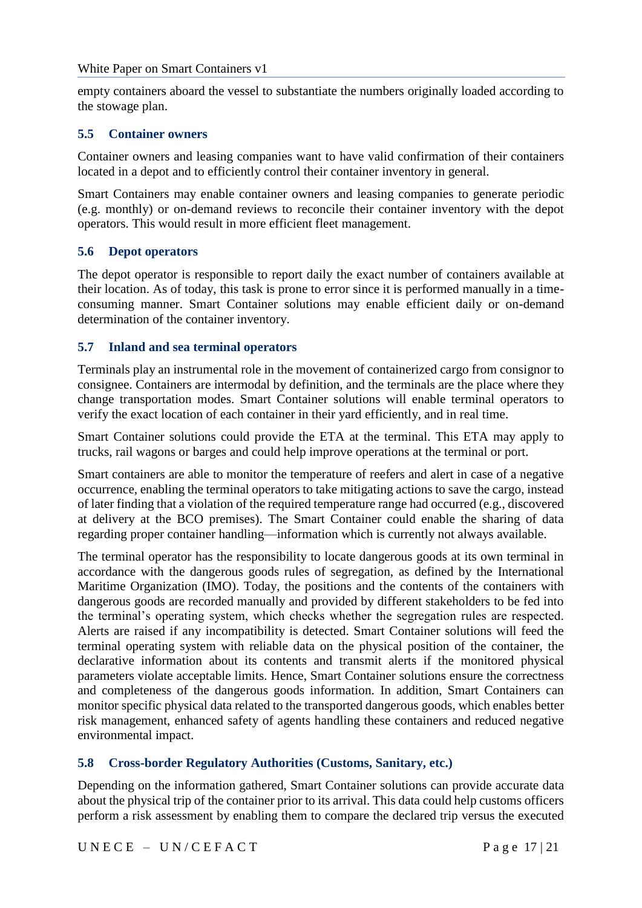empty containers aboard the vessel to substantiate the numbers originally loaded according to the stowage plan.

### 5.5 Container owners

Container owners and leasing companies want to have valid confirmation of their containers located in a depot and to efficiently control their container inventory in general.

Smart Containers may enable container owners and leasing companies to generate periodic (e.g. monthly) or on-demand reviews to reconcile their container inventory with the depot operators. This would result in more efficient fleet management.

### 5.6 Depot operators

The depot operator is responsible to report daily the exact number of containers available at their location. As of today, this task is prone to error since it is performed manually in a time-consuming manner. Smart Container solutions may enable efficient daily or on-demand determination of the container inventory.

### 5.7 Inland and sea terminal operators

Terminals play an instrumental role in the movement of containerized cargo from consignor to consignee. Containers are intermodal by definition, and the terminals are the place where they change transportation modes. Smart Container solutions will enable terminal operators to verify the exact location of each container in their yard efficiently, and in real time.

Smart Container solutions could provide the ETA at the terminal. This ETA may apply to trucks, rail wagons or barges and could help improve operations at the terminal or port.

Smart containers are able to monitor the temperature of reefers and alert in case of a negative occurrence, enabling the terminal operators to take mitigating actions to save the cargo, instead of later finding that a violation of the required temperature range had occurred (e.g., discovered at delivery at the BCO premises). The Smart Container could enable the sharing of data regarding proper container handling—information which is currently not always available.

The terminal operator has the responsibility to locate dangerous goods at its own terminal in accordance with the dangerous goods rules of segregation, as defined by the International Maritime Organization (IMO). Today, the positions and the contents of the containers with dangerous goods are recorded manually and provided by different stakeholders to be fed into the terminal's operating system, which checks whether the segregation rules are respected. Alerts are raised if any incompatibility is detected. Smart Container solutions will feed the terminal operating system with reliable data on the physical position of the container, the declarative information about its contents and transmit alerts if the monitored physical parameters violate acceptable limits. Hence, Smart Container solutions ensure the correctness and completeness of the dangerous goods information. In addition, Smart Containers can monitor specific physical data related to the transported dangerous goods, which enables better risk management, enhanced safety of agents handling these containers and reduced negative environmental impact.

### 5.8 Cross-border Regulatory Authorities (Customs, Sanitary, etc.)

Depending on the information gathered, Smart Container solutions can provide accurate data about the physical trip of the container prior to its arrival. This data could help customs officers perform a risk assessment by enabling them to compare the declared trip versus the executed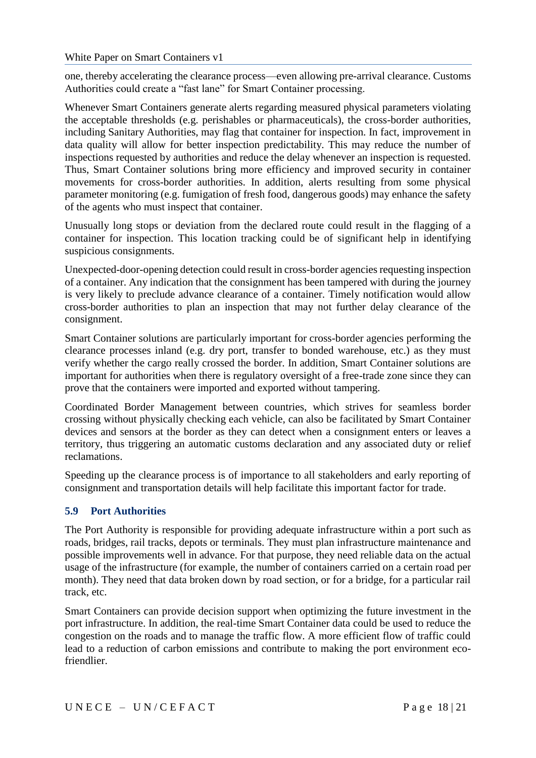one, thereby accelerating the clearance process—even allowing pre-arrival clearance. Customs Authorities could create a "fast lane" for Smart Container processing.

Whenever Smart Containers generate alerts regarding measured physical parameters violating the acceptable thresholds (e.g. perishables or pharmaceuticals), the cross-border authorities, including Sanitary Authorities, may flag that container for inspection. In fact, improvement in data quality will allow for better inspection predictability. This may reduce the number of inspections requested by authorities and reduce the delay whenever an inspection is requested. Thus, Smart Container solutions bring more efficiency and improved security in container movements for cross-border authorities. In addition, alerts resulting from some physical parameter monitoring (e.g. fumigation of fresh food, dangerous goods) may enhance the safety of the agents who must inspect that container.

Unusually long stops or deviation from the declared route could result in the flagging of a container for inspection. This location tracking could be of significant help in identifying suspicious consignments.

Unexpected-door-opening detection could result in cross-border agencies requesting inspection of a container. Any indication that the consignment has been tampered with during the journey is very likely to preclude advance clearance of a container. Timely notification would allow cross-border authorities to plan an inspection that may not further delay clearance of the consignment.

Smart Container solutions are particularly important for cross-border agencies performing the clearance processes inland (e.g. dry port, transfer to bonded warehouse, etc.) as they must verify whether the cargo really crossed the border. In addition, Smart Container solutions are important for authorities when there is regulatory oversight of a free-trade zone since they can prove that the containers were imported and exported without tampering.

Coordinated Border Management between countries, which strives for seamless border crossing without physically checking each vehicle, can also be facilitated by Smart Container devices and sensors at the border as they can detect when a consignment enters or leaves a territory, thus triggering an automatic customs declaration and any associated duty or relief reclamations.

Speeding up the clearance process is of importance to all stakeholders and early reporting of consignment and transportation details will help facilitate this important factor for trade.

## 5.9 Port Authorities

The Port Authority is responsible for providing adequate infrastructure within a port such as roads, bridges, rail tracks, depots or terminals. They must plan infrastructure maintenance and possible improvements well in advance. For that purpose, they need reliable data on the actual usage of the infrastructure (for example, the number of containers carried on a certain road per month). They need that data broken down by road section, or for a bridge, for a particular rail track, etc.

Smart Containers can provide decision support when optimizing the future investment in the port infrastructure. In addition, the real-time Smart Container data could be used to reduce the congestion on the roads and to manage the traffic flow. A more efficient flow of traffic could lead to a reduction of carbon emissions and contribute to making the port environment eco-friendlier.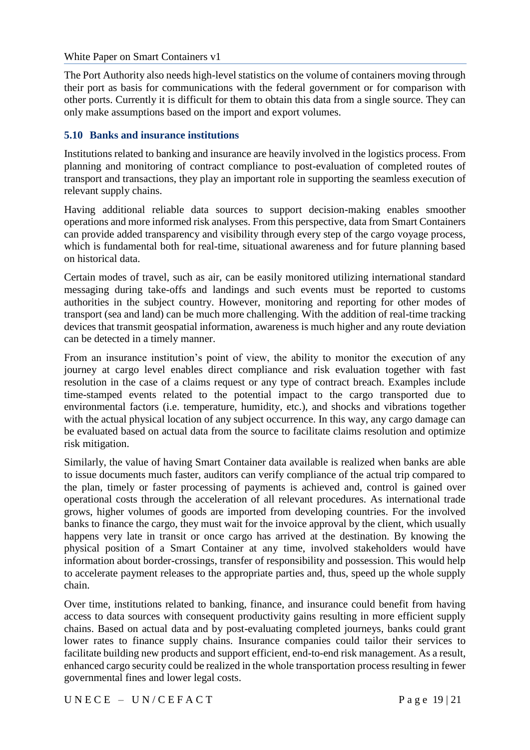The Port Authority also needs high-level statistics on the volume of containers moving through their port as basis for communications with the federal government or for comparison with other ports. Currently it is difficult for them to obtain this data from a single source. They can only make assumptions based on the import and export volumes.

## 5.10 Banks and insurance institutions

Institutions related to banking and insurance are heavily involved in the logistics process. From planning and monitoring of contract compliance to post-evaluation of completed routes of transport and transactions, they play an important role in supporting the seamless execution of relevant supply chains.

Having additional reliable data sources to support decision-making enables smoother operations and more informed risk analyses. From this perspective, data from Smart Containers can provide added transparency and visibility through every step of the cargo voyage process, which is fundamental both for real-time, situational awareness and for future planning based on historical data.

Certain modes of travel, such as air, can be easily monitored utilizing international standard messaging during take-offs and landings and such events must be reported to customs authorities in the subject country. However, monitoring and reporting for other modes of transport (sea and land) can be much more challenging. With the addition of real-time tracking devices that transmit geospatial information, awareness is much higher and any route deviation can be detected in a timely manner.

From an insurance institution's point of view, the ability to monitor the execution of any journey at cargo level enables direct compliance and risk evaluation together with fast resolution in the case of a claims request or any type of contract breach. Examples include time-stamped events related to the potential impact to the cargo transported due to environmental factors (i.e. temperature, humidity, etc.), and shocks and vibrations together with the actual physical location of any subject occurrence. In this way, any cargo damage can be evaluated based on actual data from the source to facilitate claims resolution and optimize risk mitigation.

Similarly, the value of having Smart Container data available is realized when banks are able to issue documents much faster, auditors can verify compliance of the actual trip compared to the plan, timely or faster processing of payments is achieved and, control is gained over operational costs through the acceleration of all relevant procedures. As international trade grows, higher volumes of goods are imported from developing countries. For the involved banks to finance the cargo, they must wait for the invoice approval by the client, which usually happens very late in transit or once cargo has arrived at the destination. By knowing the physical position of a Smart Container at any time, involved stakeholders would have information about border-crossings, transfer of responsibility and possession. This would help to accelerate payment releases to the appropriate parties and, thus, speed up the whole supply chain.

Over time, institutions related to banking, finance, and insurance could benefit from having access to data sources with consequent productivity gains resulting in more efficient supply chains. Based on actual data and by post-evaluating completed journeys, banks could grant lower rates to finance supply chains. Insurance companies could tailor their services to facilitate building new products and support efficient, end-to-end risk management. As a result, enhanced cargo security could be realized in the whole transportation process resulting in fewer governmental fines and lower legal costs.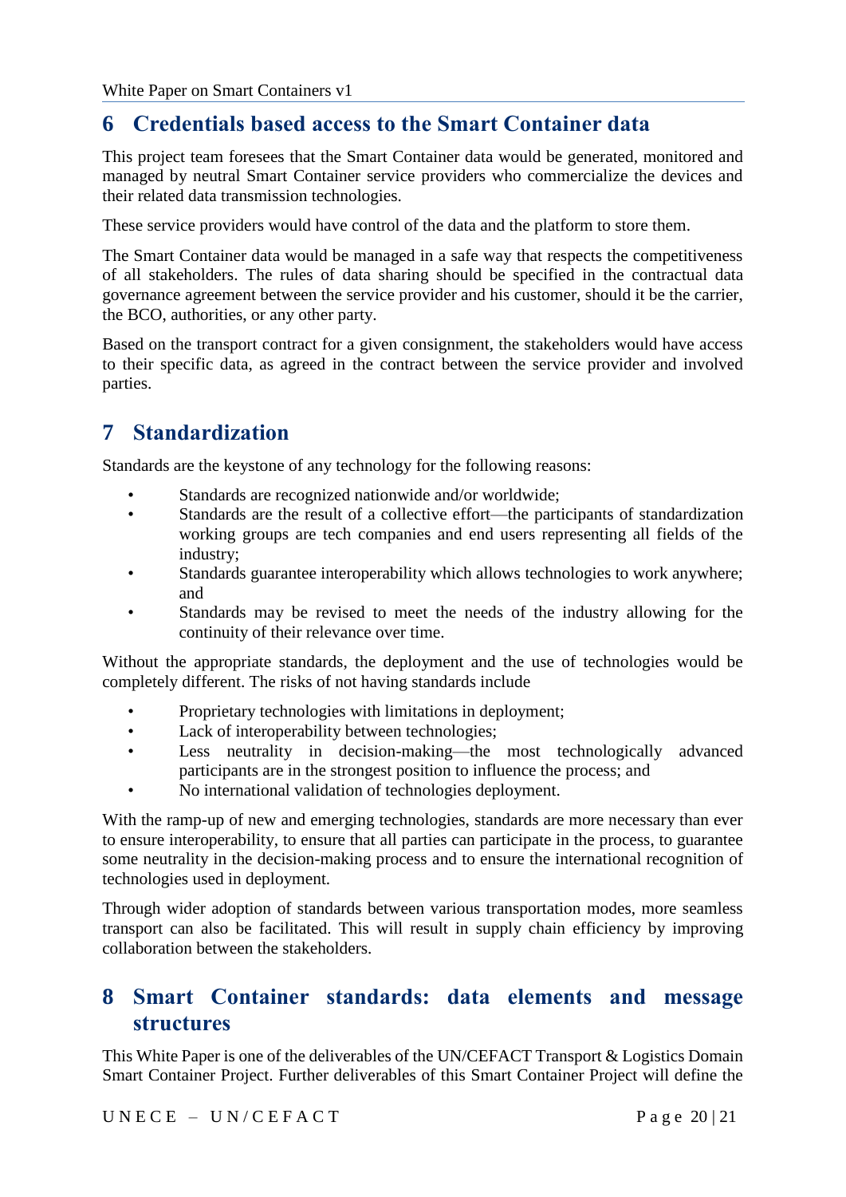## 6 Credentials based access to the Smart Container data

This project team foresees that the Smart Container data would be generated, monitored and managed by neutral Smart Container service providers who commercialize the devices and their related data transmission technologies.

These service providers would have control of the data and the platform to store them.

The Smart Container data would be managed in a safe way that respects the competitiveness of all stakeholders. The rules of data sharing should be specified in the contractual data governance agreement between the service provider and his customer, should it be the carrier, the BCO, authorities, or any other party.

Based on the transport contract for a given consignment, the stakeholders would have access to their specific data, as agreed in the contract between the service provider and involved parties.

## 7 Standardization

Standards are the keystone of any technology for the following reasons:

- Standards are recognized nationwide and/or worldwide;
- Standards are the result of a collective effort—the participants of standardization working groups are tech companies and end users representing all fields of the industry;
- Standards guarantee interoperability which allows technologies to work anywhere; and
- Standards may be revised to meet the needs of the industry allowing for the continuity of their relevance over time.

Without the appropriate standards, the deployment and the use of technologies would be completely different. The risks of not having standards include

- Proprietary technologies with limitations in deployment;
- Lack of interoperability between technologies;
- Less neutrality in decision-making—the most technologically advanced participants are in the strongest position to influence the process; and
- No international validation of technologies deployment.

With the ramp-up of new and emerging technologies, standards are more necessary than ever to ensure interoperability, to ensure that all parties can participate in the process, to guarantee some neutrality in the decision-making process and to ensure the international recognition of technologies used in deployment.

Through wider adoption of standards between various transportation modes, more seamless transport can also be facilitated. This will result in supply chain efficiency by improving collaboration between the stakeholders.

## 8 Smart Container standards: data elements and message structures

This White Paper is one of the deliverables of the UN/CEFACT Transport & Logistics Domain Smart Container Project. Further deliverables of this Smart Container Project will define the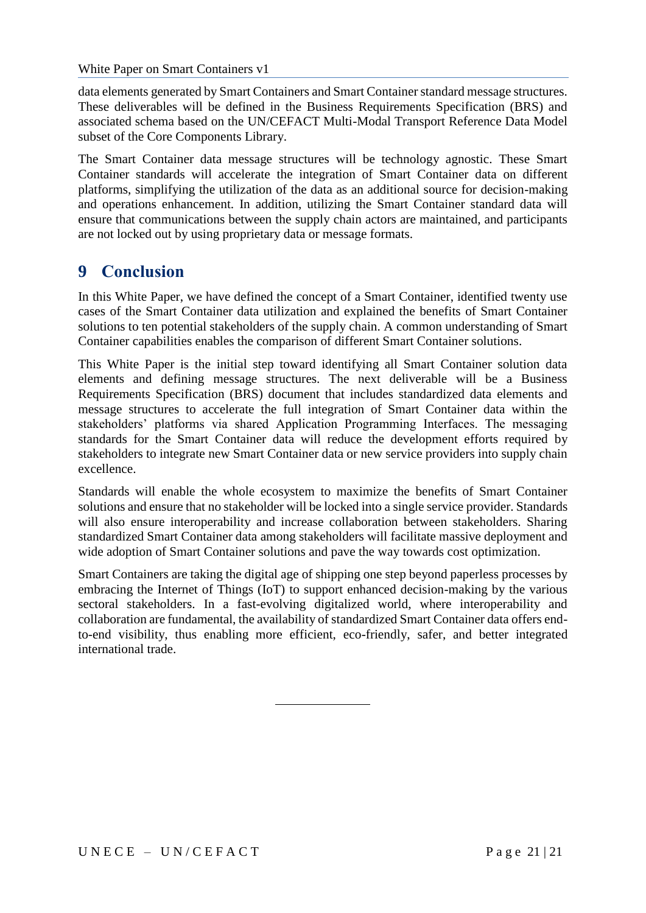data elements generated by Smart Containers and Smart Container standard message structures. These deliverables will be defined in the Business Requirements Specification (BRS) and associated schema based on the UN/CEFACT Multi-Modal Transport Reference Data Model subset of the Core Components Library.

The Smart Container data message structures will be technology agnostic. These Smart Container standards will accelerate the integration of Smart Container data on different platforms, simplifying the utilization of the data as an additional source for decision-making and operations enhancement. In addition, utilizing the Smart Container standard data will ensure that communications between the supply chain actors are maintained, and participants are not locked out by using proprietary data or message formats.

# 9 Conclusion

In this White Paper, we have defined the concept of a Smart Container, identified twenty use cases of the Smart Container data utilization and explained the benefits of Smart Container solutions to ten potential stakeholders of the supply chain. A common understanding of Smart Container capabilities enables the comparison of different Smart Container solutions.

This White Paper is the initial step toward identifying all Smart Container solution data elements and defining message structures. The next deliverable will be a Business Requirements Specification (BRS) document that includes standardized data elements and message structures to accelerate the full integration of Smart Container data within the stakeholders' platforms via shared Application Programming Interfaces. The messaging standards for the Smart Container data will reduce the development efforts required by stakeholders to integrate new Smart Container data or new service providers into supply chain excellence.

Standards will enable the whole ecosystem to maximize the benefits of Smart Container solutions and ensure that no stakeholder will be locked into a single service provider. Standards will also ensure interoperability and increase collaboration between stakeholders. Sharing standardized Smart Container data among stakeholders will facilitate massive deployment and wide adoption of Smart Container solutions and pave the way towards cost optimization.

Smart Containers are taking the digital age of shipping one step beyond paperless processes by embracing the Internet of Things (IoT) to support enhanced decision-making by the various sectoral stakeholders. In a fast-evolving digitalized world, where interoperability and collaboration are fundamental, the availability of standardized Smart Container data offers end-to-end visibility, thus enabling more efficient, eco-friendly, safer, and better integrated international trade.